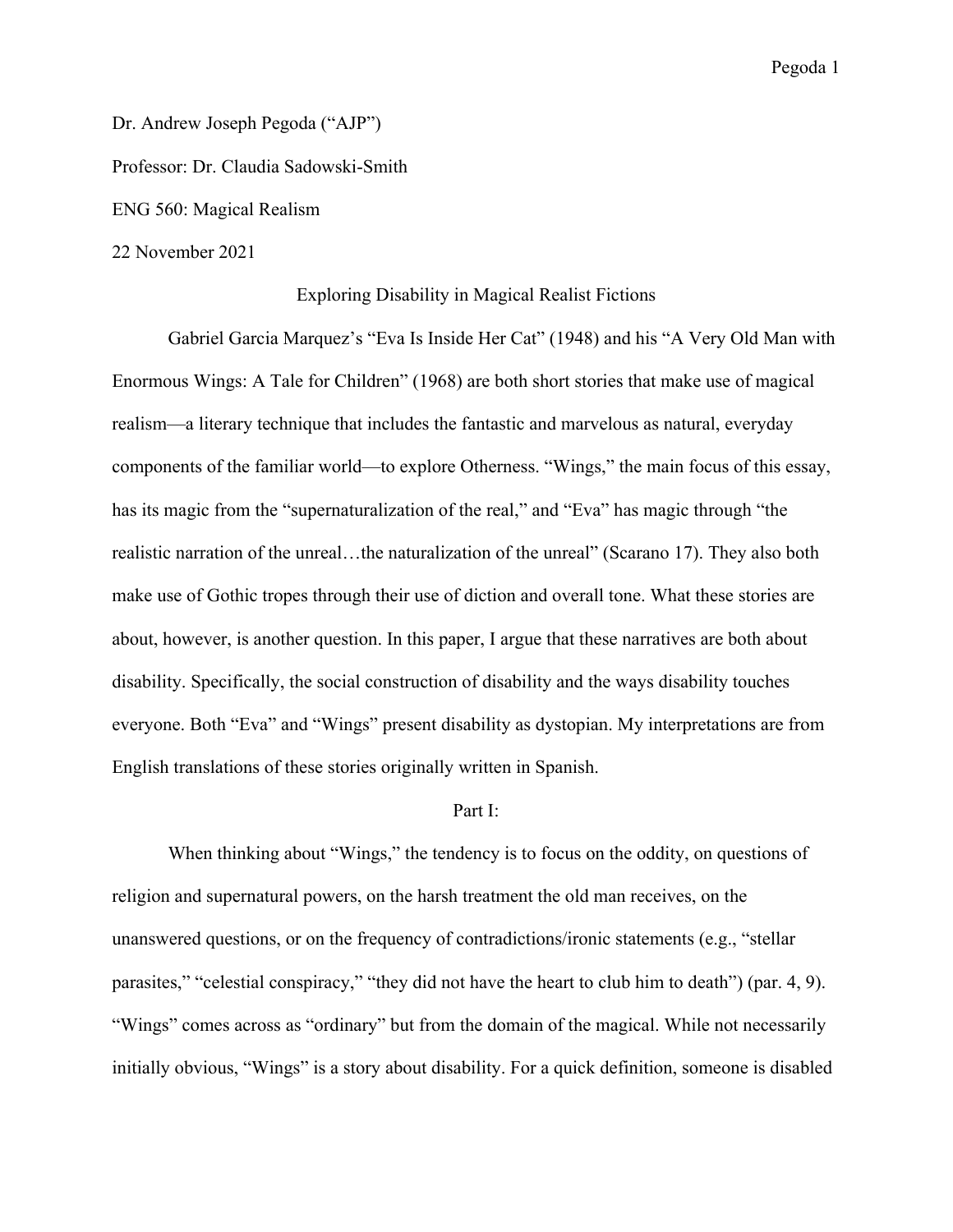Dr. Andrew Joseph Pegoda ("AJP")

Professor: Dr. Claudia Sadowski-Smith

ENG 560: Magical Realism

22 November 2021

# Exploring Disability in Magical Realist Fictions

Gabriel Garcia Marquez's "Eva Is Inside Her Cat" (1948) and his "A Very Old Man with Enormous Wings: A Tale for Children" (1968) are both short stories that make use of magical realism—a literary technique that includes the fantastic and marvelous as natural, everyday components of the familiar world—to explore Otherness. "Wings," the main focus of this essay, has its magic from the "supernaturalization of the real," and "Eva" has magic through "the realistic narration of the unreal…the naturalization of the unreal" (Scarano 17). They also both make use of Gothic tropes through their use of diction and overall tone. What these stories are about, however, is another question. In this paper, I argue that these narratives are both about disability. Specifically, the social construction of disability and the ways disability touches everyone. Both "Eva" and "Wings" present disability as dystopian. My interpretations are from English translations of these stories originally written in Spanish.

## Part I:

When thinking about "Wings," the tendency is to focus on the oddity, on questions of religion and supernatural powers, on the harsh treatment the old man receives, on the unanswered questions, or on the frequency of contradictions/ironic statements (e.g., "stellar parasites," "celestial conspiracy," "they did not have the heart to club him to death") (par. 4, 9). "Wings" comes across as "ordinary" but from the domain of the magical. While not necessarily initially obvious, "Wings" is a story about disability. For a quick definition, someone is disabled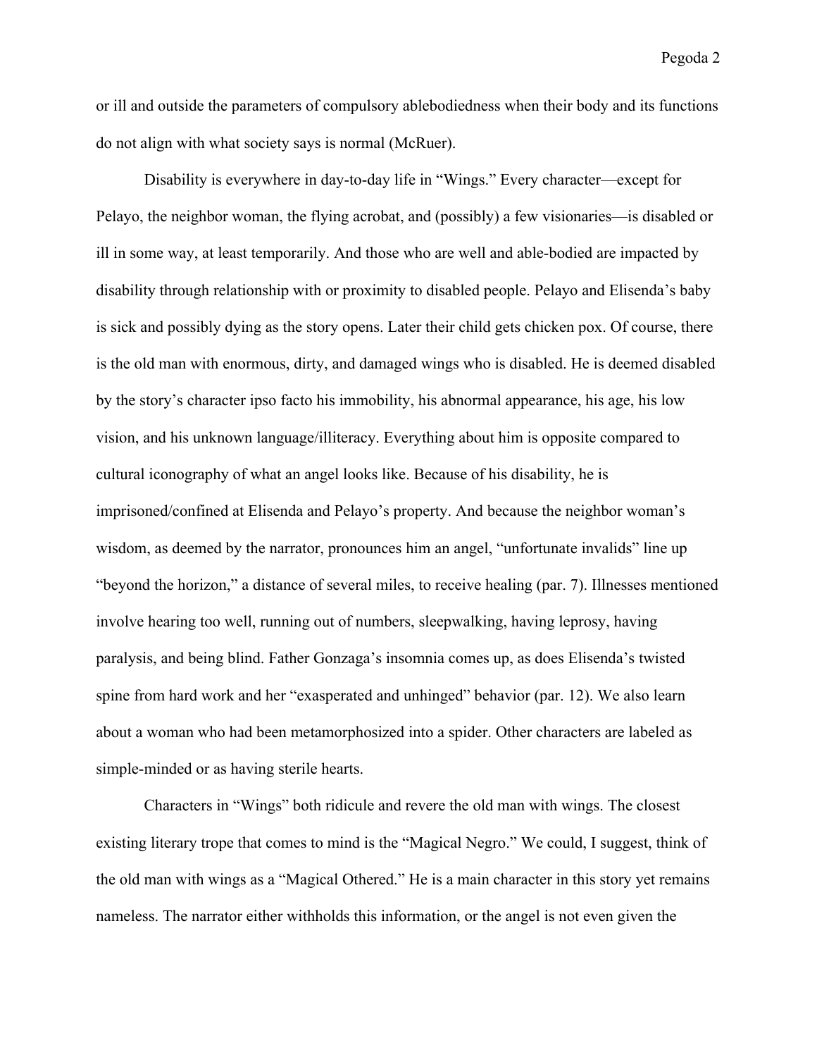or ill and outside the parameters of compulsory ablebodiedness when their body and its functions do not align with what society says is normal (McRuer).

Disability is everywhere in day-to-day life in "Wings." Every character—except for Pelayo, the neighbor woman, the flying acrobat, and (possibly) a few visionaries—is disabled or ill in some way, at least temporarily. And those who are well and able-bodied are impacted by disability through relationship with or proximity to disabled people. Pelayo and Elisenda's baby is sick and possibly dying as the story opens. Later their child gets chicken pox. Of course, there is the old man with enormous, dirty, and damaged wings who is disabled. He is deemed disabled by the story's character ipso facto his immobility, his abnormal appearance, his age, his low vision, and his unknown language/illiteracy. Everything about him is opposite compared to cultural iconography of what an angel looks like. Because of his disability, he is imprisoned/confined at Elisenda and Pelayo's property. And because the neighbor woman's wisdom, as deemed by the narrator, pronounces him an angel, "unfortunate invalids" line up "beyond the horizon," a distance of several miles, to receive healing (par. 7). Illnesses mentioned involve hearing too well, running out of numbers, sleepwalking, having leprosy, having paralysis, and being blind. Father Gonzaga's insomnia comes up, as does Elisenda's twisted spine from hard work and her "exasperated and unhinged" behavior (par. 12). We also learn about a woman who had been metamorphosized into a spider. Other characters are labeled as simple-minded or as having sterile hearts.

Characters in "Wings" both ridicule and revere the old man with wings. The closest existing literary trope that comes to mind is the "Magical Negro." We could, I suggest, think of the old man with wings as a "Magical Othered." He is a main character in this story yet remains nameless. The narrator either withholds this information, or the angel is not even given the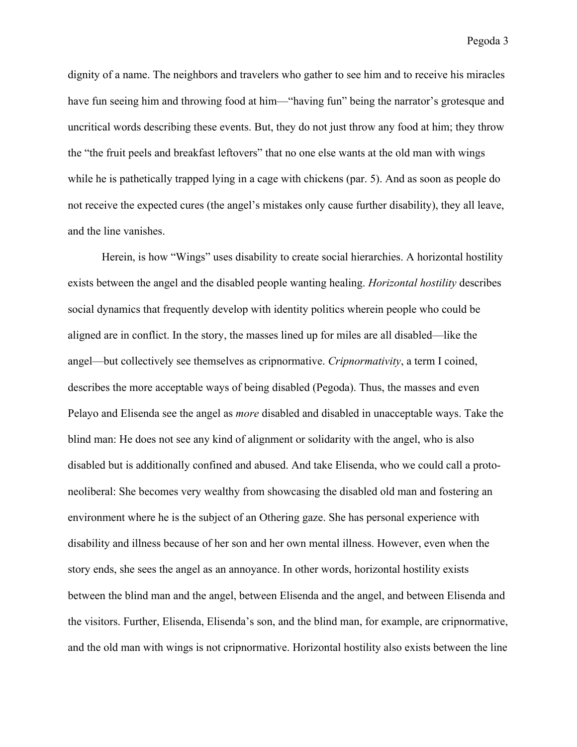dignity of a name. The neighbors and travelers who gather to see him and to receive his miracles have fun seeing him and throwing food at him—"having fun" being the narrator's grotesque and uncritical words describing these events. But, they do not just throw any food at him; they throw the "the fruit peels and breakfast leftovers" that no one else wants at the old man with wings while he is pathetically trapped lying in a cage with chickens (par. 5). And as soon as people do not receive the expected cures (the angel's mistakes only cause further disability), they all leave, and the line vanishes.

Herein, is how "Wings" uses disability to create social hierarchies. A horizontal hostility exists between the angel and the disabled people wanting healing. *Horizontal hostility* describes social dynamics that frequently develop with identity politics wherein people who could be aligned are in conflict. In the story, the masses lined up for miles are all disabled—like the angel—but collectively see themselves as cripnormative. *Cripnormativity*, a term I coined, describes the more acceptable ways of being disabled (Pegoda). Thus, the masses and even Pelayo and Elisenda see the angel as *more* disabled and disabled in unacceptable ways. Take the blind man: He does not see any kind of alignment or solidarity with the angel, who is also disabled but is additionally confined and abused. And take Elisenda, who we could call a proto-neoliberal: She becomes very wealthy from showcasing the disabled old man and fostering an environment where he is the subject of an Othering gaze. She has personal experience with disability and illness because of her son and her own mental illness. However, even when the story ends, she sees the angel as an annoyance. In other words, horizontal hostility exists between the blind man and the angel, between Elisenda and the angel, and between Elisenda and the visitors. Further, Elisenda, Elisenda's son, and the blind man, for example, are cripnormative, and the old man with wings is not cripnormative. Horizontal hostility also exists between the line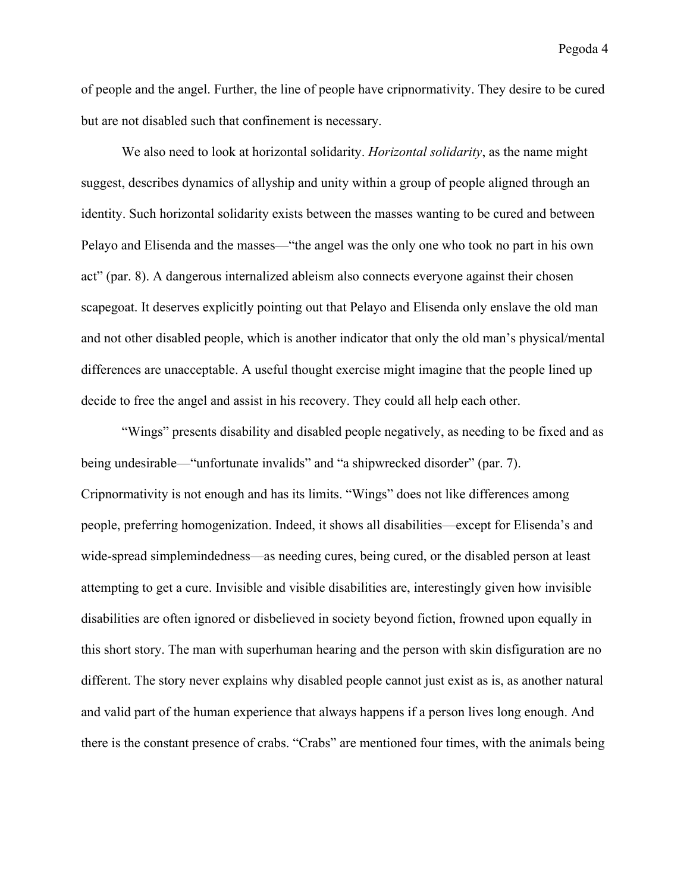of people and the angel. Further, the line of people have cripnormativity. They desire to be cured but are not disabled such that confinement is necessary.

We also need to look at horizontal solidarity. *Horizontal solidarity*, as the name might suggest, describes dynamics of allyship and unity within a group of people aligned through an identity. Such horizontal solidarity exists between the masses wanting to be cured and between Pelayo and Elisenda and the masses—"the angel was the only one who took no part in his own act" (par. 8). A dangerous internalized ableism also connects everyone against their chosen scapegoat. It deserves explicitly pointing out that Pelayo and Elisenda only enslave the old man and not other disabled people, which is another indicator that only the old man's physical/mental differences are unacceptable. A useful thought exercise might imagine that the people lined up decide to free the angel and assist in his recovery. They could all help each other.

"Wings" presents disability and disabled people negatively, as needing to be fixed and as being undesirable—"unfortunate invalids" and "a shipwrecked disorder" (par. 7). Cripnormativity is not enough and has its limits. "Wings" does not like differences among people, preferring homogenization. Indeed, it shows all disabilities—except for Elisenda's and wide-spread simplemindedness—as needing cures, being cured, or the disabled person at least attempting to get a cure. Invisible and visible disabilities are, interestingly given how invisible disabilities are often ignored or disbelieved in society beyond fiction, frowned upon equally in this short story. The man with superhuman hearing and the person with skin disfiguration are no different. The story never explains why disabled people cannot just exist as is, as another natural and valid part of the human experience that always happens if a person lives long enough. And there is the constant presence of crabs. "Crabs" are mentioned four times, with the animals being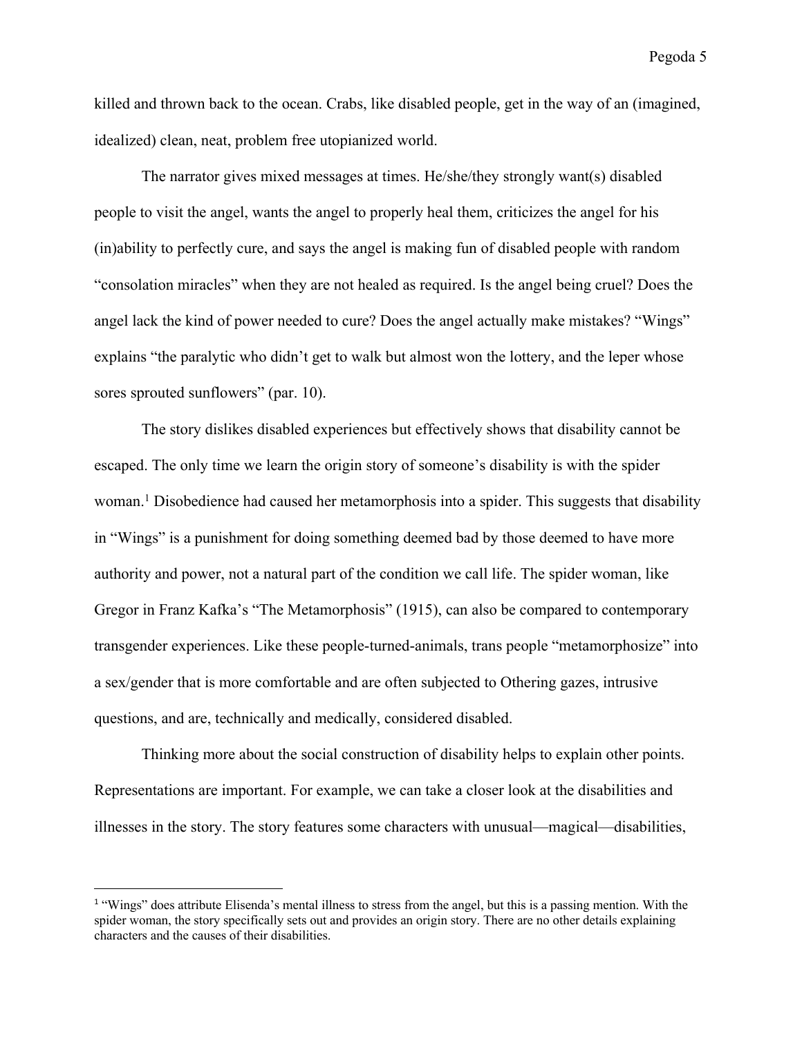killed and thrown back to the ocean. Crabs, like disabled people, get in the way of an (imagined, idealized) clean, neat, problem free utopianized world.

The narrator gives mixed messages at times. He/she/they strongly want(s) disabled people to visit the angel, wants the angel to properly heal them, criticizes the angel for his (in)ability to perfectly cure, and says the angel is making fun of disabled people with random "consolation miracles" when they are not healed as required. Is the angel being cruel? Does the angel lack the kind of power needed to cure? Does the angel actually make mistakes? "Wings" explains "the paralytic who didn't get to walk but almost won the lottery, and the leper whose sores sprouted sunflowers" (par. 10).

The story dislikes disabled experiences but effectively shows that disability cannot be escaped. The only time we learn the origin story of someone's disability is with the spider woman.[1] Disobedience had caused her metamorphosis into a spider. This suggests that disability in "Wings" is a punishment for doing something deemed bad by those deemed to have more authority and power, not a natural part of the condition we call life. The spider woman, like Gregor in Franz Kafka's "The Metamorphosis" (1915), can also be compared to contemporary transgender experiences. Like these people-turned-animals, trans people "metamorphosize" into a sex/gender that is more comfortable and are often subjected to Othering gazes, intrusive questions, and are, technically and medically, considered disabled.

Thinking more about the social construction of disability helps to explain other points. Representations are important. For example, we can take a closer look at the disabilities and illnesses in the story. The story features some characters with unusual—magical—disabilities,

---

[1] "Wings" does attribute Elisenda's mental illness to stress from the angel, but this is a passing mention. With the spider woman, the story specifically sets out and provides an origin story. There are no other details explaining characters and the causes of their disabilities.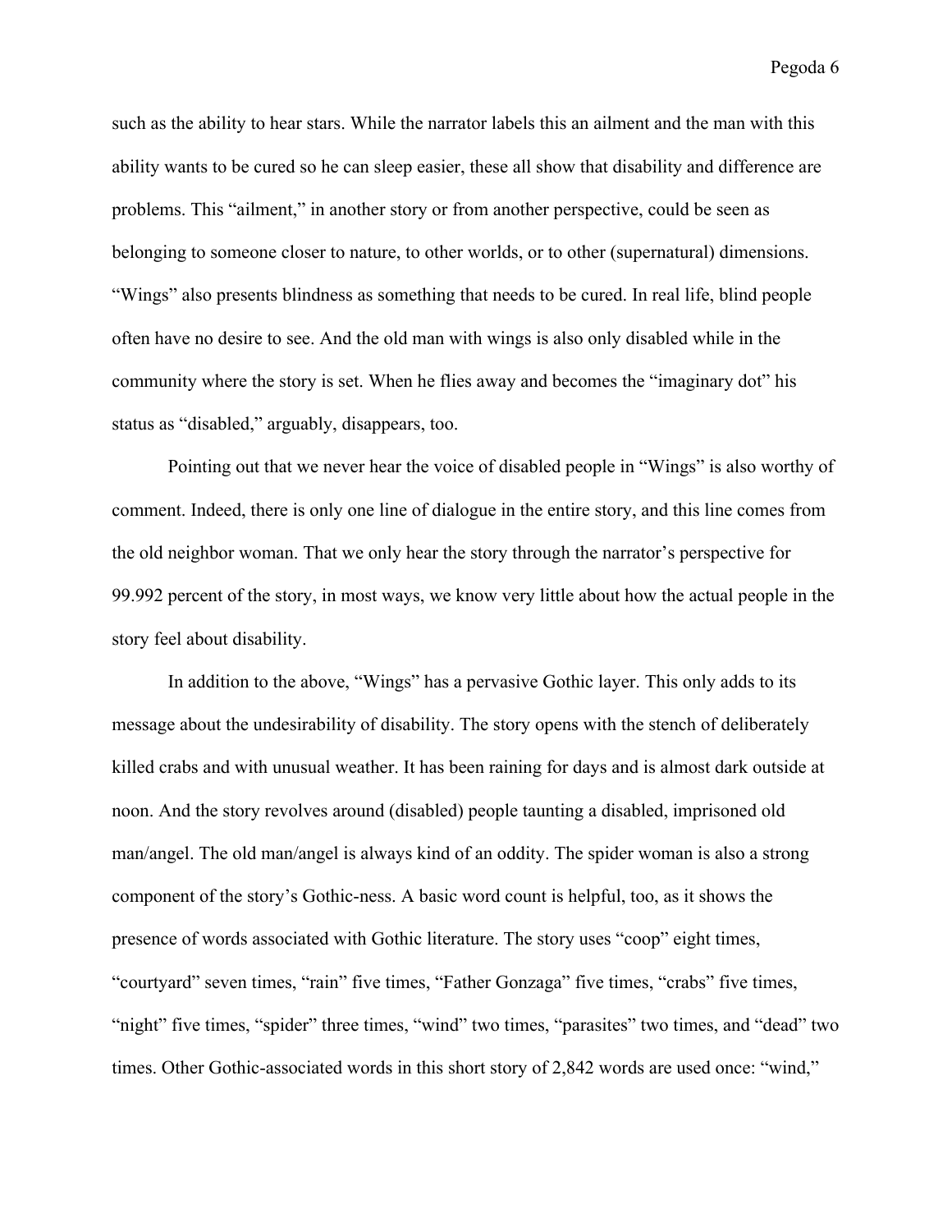such as the ability to hear stars. While the narrator labels this an ailment and the man with this ability wants to be cured so he can sleep easier, these all show that disability and difference are problems. This "ailment," in another story or from another perspective, could be seen as belonging to someone closer to nature, to other worlds, or to other (supernatural) dimensions. "Wings" also presents blindness as something that needs to be cured. In real life, blind people often have no desire to see. And the old man with wings is also only disabled while in the community where the story is set. When he flies away and becomes the "imaginary dot" his status as "disabled," arguably, disappears, too.

Pointing out that we never hear the voice of disabled people in "Wings" is also worthy of comment. Indeed, there is only one line of dialogue in the entire story, and this line comes from the old neighbor woman. That we only hear the story through the narrator's perspective for 99.992 percent of the story, in most ways, we know very little about how the actual people in the story feel about disability.

In addition to the above, "Wings" has a pervasive Gothic layer. This only adds to its message about the undesirability of disability. The story opens with the stench of deliberately killed crabs and with unusual weather. It has been raining for days and is almost dark outside at noon. And the story revolves around (disabled) people taunting a disabled, imprisoned old man/angel. The old man/angel is always kind of an oddity. The spider woman is also a strong component of the story's Gothic-ness. A basic word count is helpful, too, as it shows the presence of words associated with Gothic literature. The story uses "coop" eight times, "courtyard" seven times, "rain" five times, "Father Gonzaga" five times, "crabs" five times, "night" five times, "spider" three times, "wind" two times, "parasites" two times, and "dead" two times. Other Gothic-associated words in this short story of 2,842 words are used once: "wind,"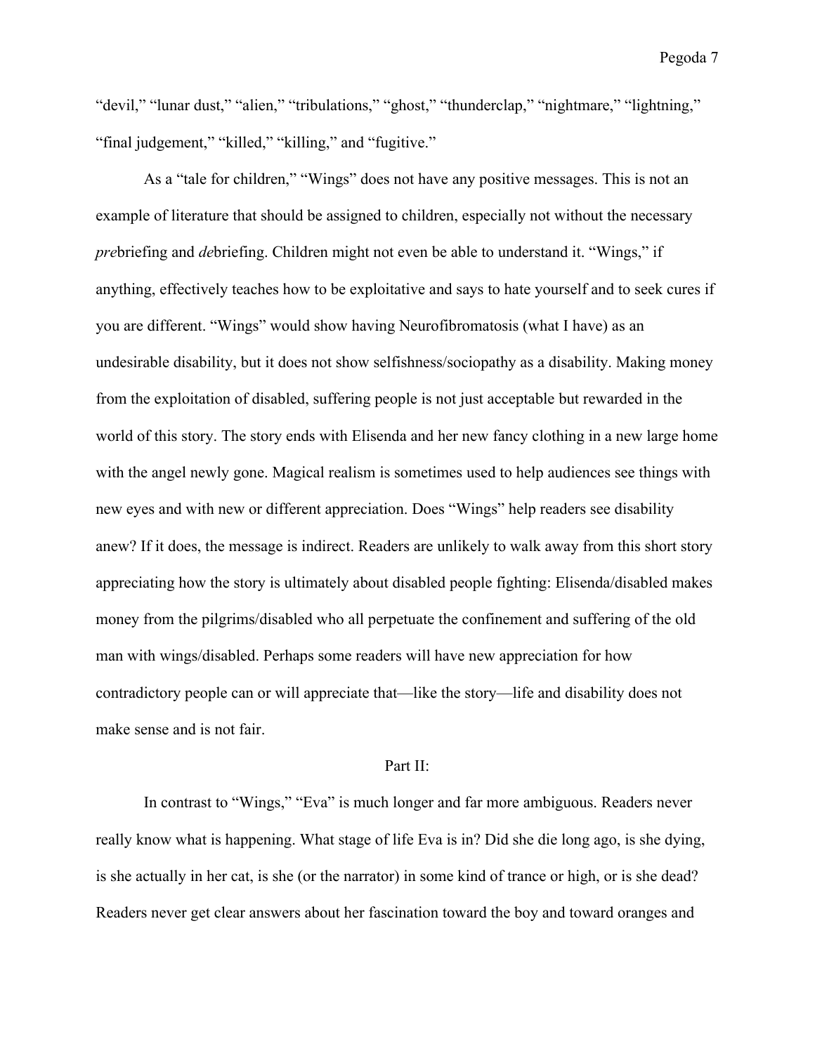"devil," "lunar dust," "alien," "tribulations," "ghost," "thunderclap," "nightmare," "lightning," "final judgement," "killed," "killing," and "fugitive."

As a "tale for children," "Wings" does not have any positive messages. This is not an example of literature that should be assigned to children, especially not without the necessary *pre*briefing and *de*briefing. Children might not even be able to understand it. "Wings," if anything, effectively teaches how to be exploitative and says to hate yourself and to seek cures if you are different. "Wings" would show having Neurofibromatosis (what I have) as an undesirable disability, but it does not show selfishness/sociopathy as a disability. Making money from the exploitation of disabled, suffering people is not just acceptable but rewarded in the world of this story. The story ends with Elisenda and her new fancy clothing in a new large home with the angel newly gone. Magical realism is sometimes used to help audiences see things with new eyes and with new or different appreciation. Does "Wings" help readers see disability anew? If it does, the message is indirect. Readers are unlikely to walk away from this short story appreciating how the story is ultimately about disabled people fighting: Elisenda/disabled makes money from the pilgrims/disabled who all perpetuate the confinement and suffering of the old man with wings/disabled. Perhaps some readers will have new appreciation for how contradictory people can or will appreciate that—like the story—life and disability does not make sense and is not fair.

## Part II:

In contrast to "Wings," "Eva" is much longer and far more ambiguous. Readers never really know what is happening. What stage of life Eva is in? Did she die long ago, is she dying, is she actually in her cat, is she (or the narrator) in some kind of trance or high, or is she dead? Readers never get clear answers about her fascination toward the boy and toward oranges and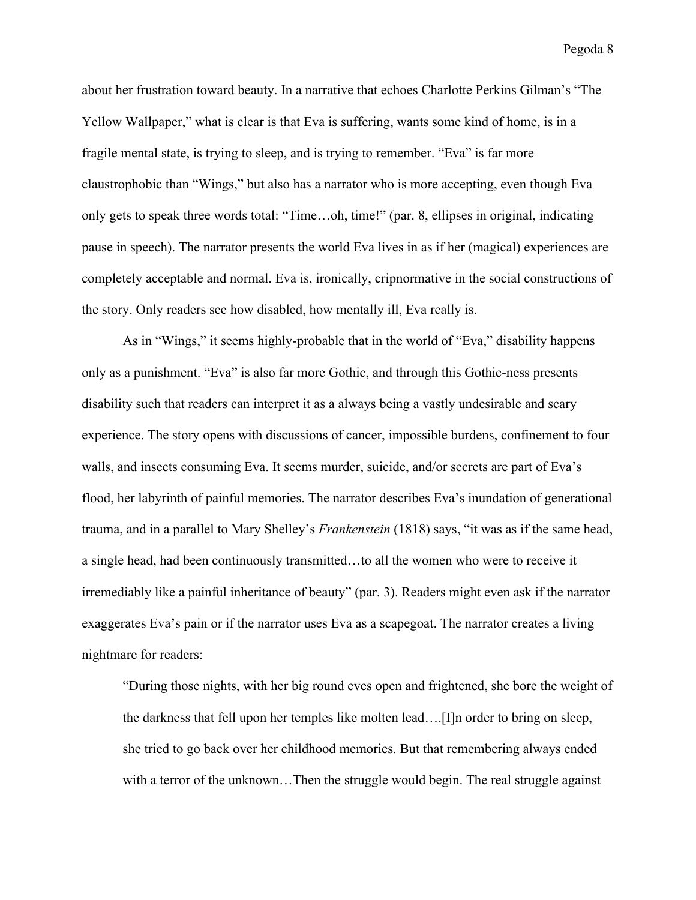about her frustration toward beauty. In a narrative that echoes Charlotte Perkins Gilman's "The Yellow Wallpaper," what is clear is that Eva is suffering, wants some kind of home, is in a fragile mental state, is trying to sleep, and is trying to remember. "Eva" is far more claustrophobic than "Wings," but also has a narrator who is more accepting, even though Eva only gets to speak three words total: "Time…oh, time!" (par. 8, ellipses in original, indicating pause in speech). The narrator presents the world Eva lives in as if her (magical) experiences are completely acceptable and normal. Eva is, ironically, cripnormative in the social constructions of the story. Only readers see how disabled, how mentally ill, Eva really is.

As in "Wings," it seems highly-probable that in the world of "Eva," disability happens only as a punishment. "Eva" is also far more Gothic, and through this Gothic-ness presents disability such that readers can interpret it as a always being a vastly undesirable and scary experience. The story opens with discussions of cancer, impossible burdens, confinement to four walls, and insects consuming Eva. It seems murder, suicide, and/or secrets are part of Eva's flood, her labyrinth of painful memories. The narrator describes Eva's inundation of generational trauma, and in a parallel to Mary Shelley's *Frankenstein* (1818) says, "it was as if the same head, a single head, had been continuously transmitted…to all the women who were to receive it irremediably like a painful inheritance of beauty" (par. 3). Readers might even ask if the narrator exaggerates Eva's pain or if the narrator uses Eva as a scapegoat. The narrator creates a living nightmare for readers:

> "During those nights, with her big round eves open and frightened, she bore the weight of the darkness that fell upon her temples like molten lead….[I]n order to bring on sleep, she tried to go back over her childhood memories. But that remembering always ended with a terror of the unknown…Then the struggle would begin. The real struggle against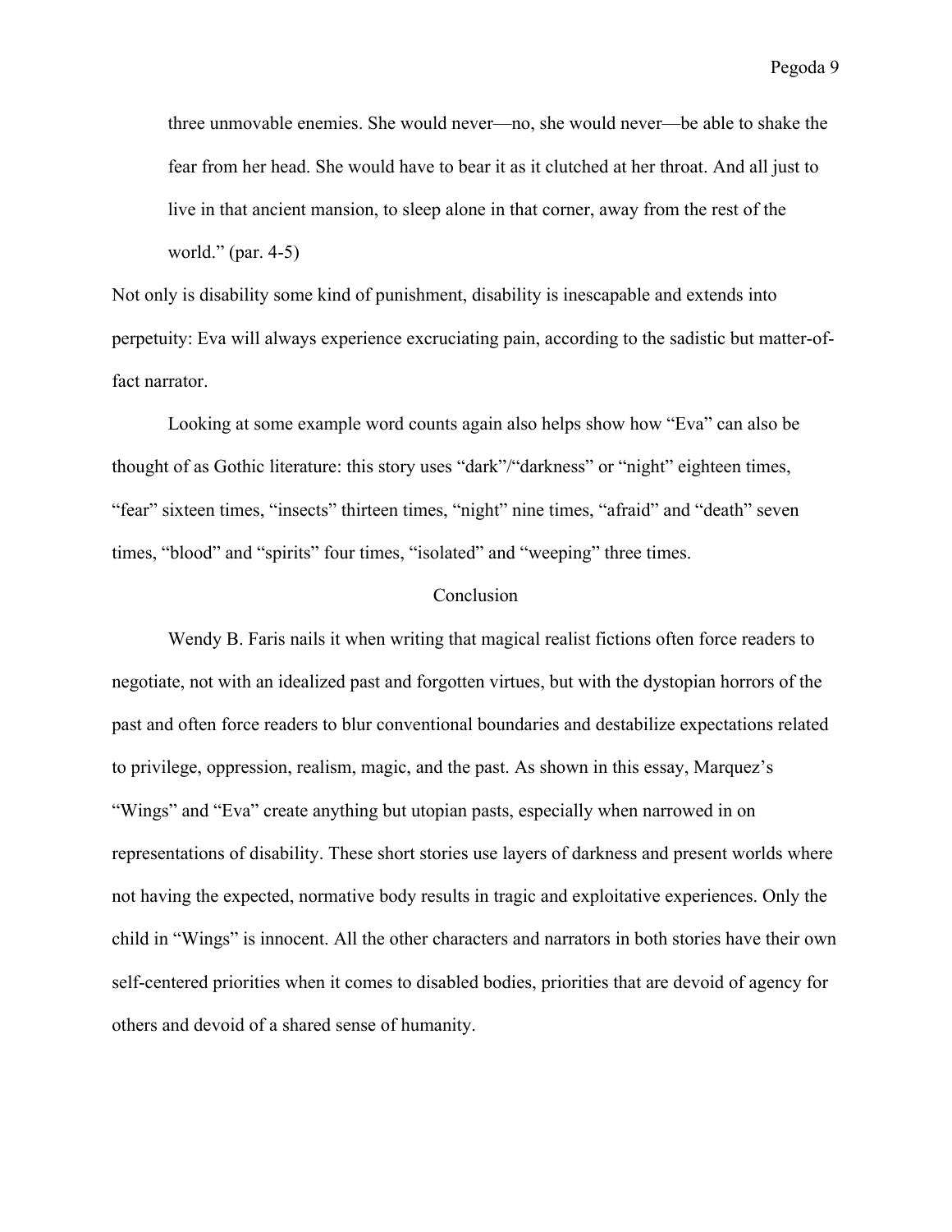> three unmovable enemies. She would never—no, she would never—be able to shake the fear from her head. She would have to bear it as it clutched at her throat. And all just to live in that ancient mansion, to sleep alone in that corner, away from the rest of the world." (par. 4-5)

Not only is disability some kind of punishment, disability is inescapable and extends into perpetuity: Eva will always experience excruciating pain, according to the sadistic but matter-of-fact narrator.

Looking at some example word counts again also helps show how "Eva" can also be thought of as Gothic literature: this story uses "dark"/"darkness" or "night" eighteen times, "fear" sixteen times, "insects" thirteen times, "night" nine times, "afraid" and "death" seven times, "blood" and "spirits" four times, "isolated" and "weeping" three times.

## Conclusion

Wendy B. Faris nails it when writing that magical realist fictions often force readers to negotiate, not with an idealized past and forgotten virtues, but with the dystopian horrors of the past and often force readers to blur conventional boundaries and destabilize expectations related to privilege, oppression, realism, magic, and the past. As shown in this essay, Marquez's "Wings" and "Eva" create anything but utopian pasts, especially when narrowed in on representations of disability. These short stories use layers of darkness and present worlds where not having the expected, normative body results in tragic and exploitative experiences. Only the child in "Wings" is innocent. All the other characters and narrators in both stories have their own self-centered priorities when it comes to disabled bodies, priorities that are devoid of agency for others and devoid of a shared sense of humanity.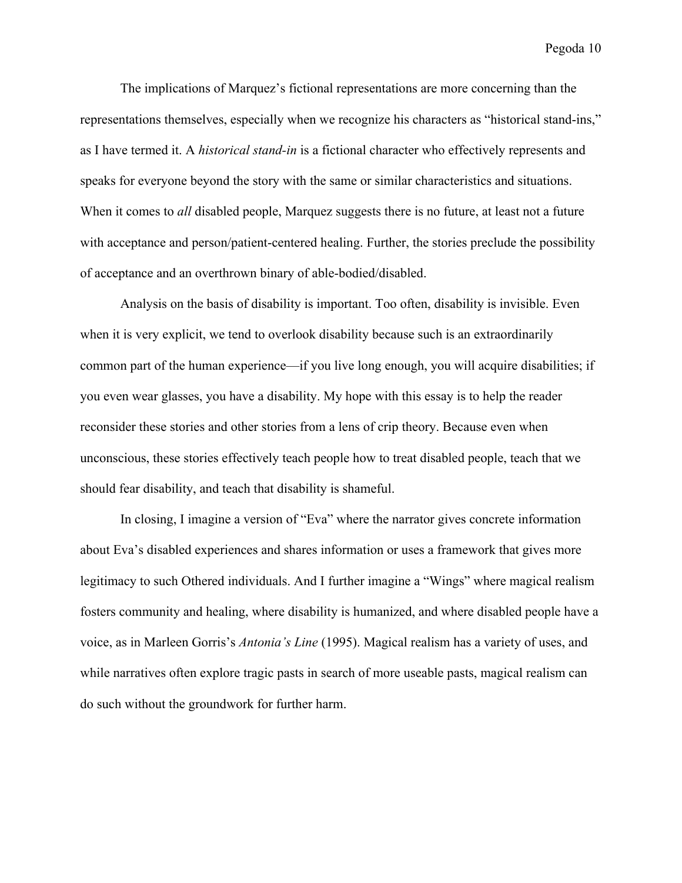The implications of Marquez's fictional representations are more concerning than the representations themselves, especially when we recognize his characters as "historical stand-ins," as I have termed it. A *historical stand-in* is a fictional character who effectively represents and speaks for everyone beyond the story with the same or similar characteristics and situations. When it comes to *all* disabled people, Marquez suggests there is no future, at least not a future with acceptance and person/patient-centered healing. Further, the stories preclude the possibility of acceptance and an overthrown binary of able-bodied/disabled.

Analysis on the basis of disability is important. Too often, disability is invisible. Even when it is very explicit, we tend to overlook disability because such is an extraordinarily common part of the human experience—if you live long enough, you will acquire disabilities; if you even wear glasses, you have a disability. My hope with this essay is to help the reader reconsider these stories and other stories from a lens of crip theory. Because even when unconscious, these stories effectively teach people how to treat disabled people, teach that we should fear disability, and teach that disability is shameful.

In closing, I imagine a version of "Eva" where the narrator gives concrete information about Eva's disabled experiences and shares information or uses a framework that gives more legitimacy to such Othered individuals. And I further imagine a "Wings" where magical realism fosters community and healing, where disability is humanized, and where disabled people have a voice, as in Marleen Gorris's *Antonia's Line* (1995). Magical realism has a variety of uses, and while narratives often explore tragic pasts in search of more useable pasts, magical realism can do such without the groundwork for further harm.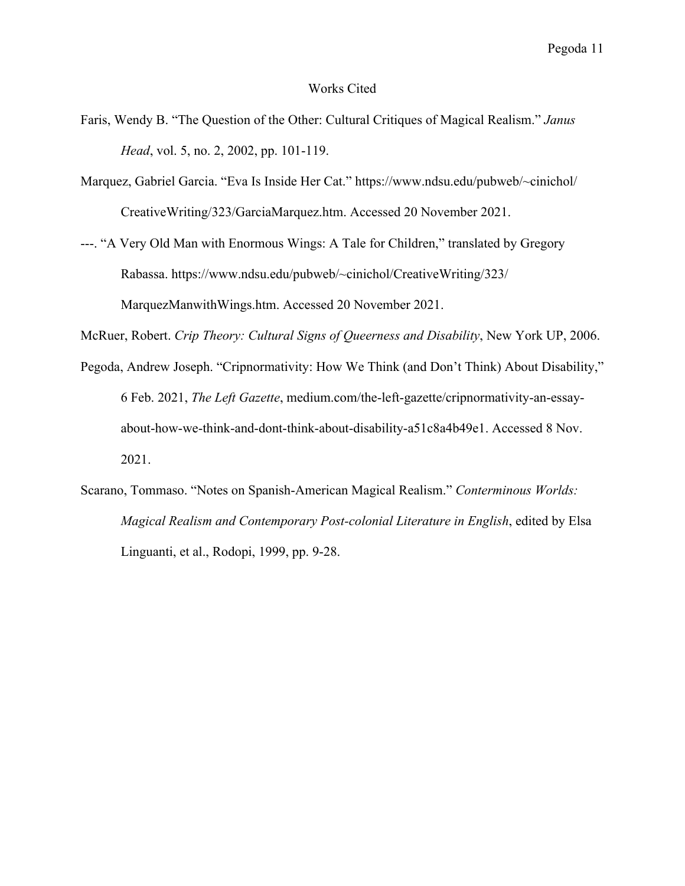# Works Cited

Faris, Wendy B. "The Question of the Other: Cultural Critiques of Magical Realism." *Janus Head*, vol. 5, no. 2, 2002, pp. 101-119.

Marquez, Gabriel Garcia. "Eva Is Inside Her Cat." https://www.ndsu.edu/pubweb/~cinichol/CreativeWriting/323/GarciaMarquez.htm. Accessed 20 November 2021.

---. "A Very Old Man with Enormous Wings: A Tale for Children," translated by Gregory Rabassa. https://www.ndsu.edu/pubweb/~cinichol/CreativeWriting/323/MarquezManwithWings.htm. Accessed 20 November 2021.

McRuer, Robert. *Crip Theory: Cultural Signs of Queerness and Disability*, New York UP, 2006.

Pegoda, Andrew Joseph. "Cripnormativity: How We Think (and Don't Think) About Disability," 6 Feb. 2021, *The Left Gazette*, medium.com/the-left-gazette/cripnormativity-an-essay-about-how-we-think-and-dont-think-about-disability-a51c8a4b49e1. Accessed 8 Nov. 2021.

Scarano, Tommaso. "Notes on Spanish-American Magical Realism." *Conterminous Worlds: Magical Realism and Contemporary Post-colonial Literature in English*, edited by Elsa Linguanti, et al., Rodopi, 1999, pp. 9-28.